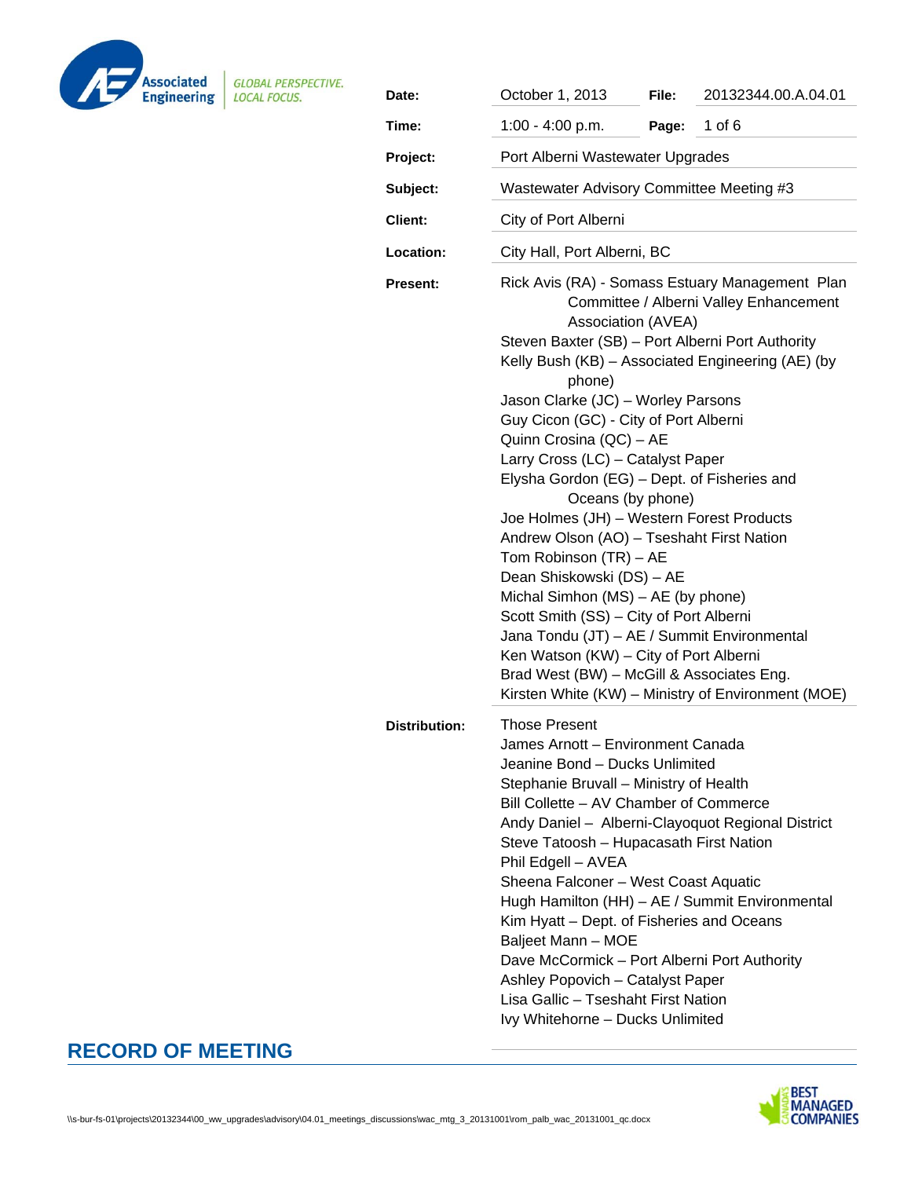Associated Engineering

*GLOBAL PERSPECTIVE. LOCAL FOCUS.*

| | | | |
|---|---|---|---|
| **Date:** | October 1, 2013 | **File:** | 20132344.00.A.04.01 |
| **Time:** | 1:00 - 4:00 p.m. | **Page:** | 1 of 6 |
| **Project:** | Port Alberni Wastewater Upgrades | | |
| **Subject:** | Wastewater Advisory Committee Meeting #3 | | |
| **Client:** | City of Port Alberni | | |
| **Location:** | City Hall, Port Alberni, BC | | |

**Present:**

Rick Avis (RA) - Somass Estuary Management Plan Committee / Alberni Valley Enhancement Association (AVEA)
Steven Baxter (SB) – Port Alberni Port Authority
Kelly Bush (KB) – Associated Engineering (AE) (by phone)
Jason Clarke (JC) – Worley Parsons
Guy Cicon (GC) - City of Port Alberni
Quinn Crosina (QC) – AE
Larry Cross (LC) – Catalyst Paper
Elysha Gordon (EG) – Dept. of Fisheries and Oceans (by phone)
Joe Holmes (JH) – Western Forest Products
Andrew Olson (AO) – Tseshaht First Nation
Tom Robinson (TR) – AE
Dean Shiskowski (DS) – AE
Michal Simhon (MS) – AE (by phone)
Scott Smith (SS) – City of Port Alberni
Jana Tondu (JT) – AE / Summit Environmental
Ken Watson (KW) – City of Port Alberni
Brad West (BW) – McGill & Associates Eng.
Kirsten White (KW) – Ministry of Environment (MOE)

**Distribution:**

Those Present
James Arnott – Environment Canada
Jeanine Bond – Ducks Unlimited
Stephanie Bruvall – Ministry of Health
Bill Collette – AV Chamber of Commerce
Andy Daniel – Alberni-Clayoquot Regional District
Steve Tatoosh – Hupacasath First Nation
Phil Edgell – AVEA
Sheena Falconer – West Coast Aquatic
Hugh Hamilton (HH) – AE / Summit Environmental
Kim Hyatt – Dept. of Fisheries and Oceans
Baljeet Mann – MOE
Dave McCormick – Port Alberni Port Authority
Ashley Popovich – Catalyst Paper
Lisa Gallic – Tseshaht First Nation
Ivy Whitehorne – Ducks Unlimited

# RECORD OF MEETING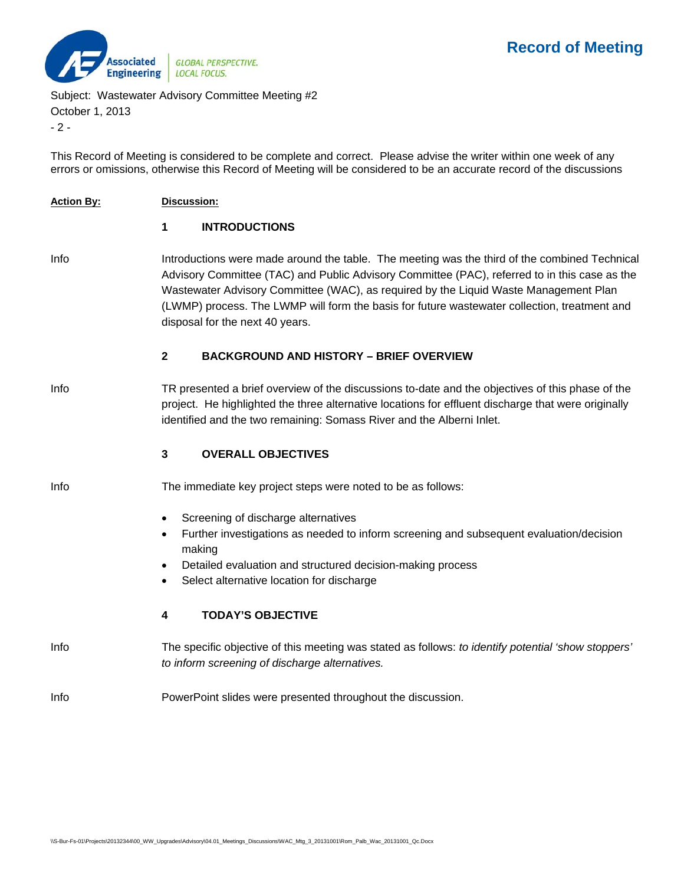This Record of Meeting is considered to be complete and correct. Please advise the writer within one week of any errors or omissions, otherwise this Record of Meeting will be considered to be an accurate record of the discussions

| Action By: | Discussion: |
| --- | --- |
| | **1 INTRODUCTIONS** |
| Info | Introductions were made around the table. The meeting was the third of the combined Technical Advisory Committee (TAC) and Public Advisory Committee (PAC), referred to in this case as the Wastewater Advisory Committee (WAC), as required by the Liquid Waste Management Plan (LWMP) process. The LWMP will form the basis for future wastewater collection, treatment and disposal for the next 40 years. |
| | **2 BACKGROUND AND HISTORY – BRIEF OVERVIEW** |
| Info | TR presented a brief overview of the discussions to-date and the objectives of this phase of the project. He highlighted the three alternative locations for effluent discharge that were originally identified and the two remaining: Somass River and the Alberni Inlet. |
| | **3 OVERALL OBJECTIVES** |
| Info | The immediate key project steps were noted to be as follows:<br>• Screening of discharge alternatives<br>• Further investigations as needed to inform screening and subsequent evaluation/decision making<br>• Detailed evaluation and structured decision-making process<br>• Select alternative location for discharge |
| | **4 TODAY'S OBJECTIVE** |
| Info | The specific objective of this meeting was stated as follows: *to identify potential 'show stoppers' to inform screening of discharge alternatives.* |
| Info | PowerPoint slides were presented throughout the discussion. |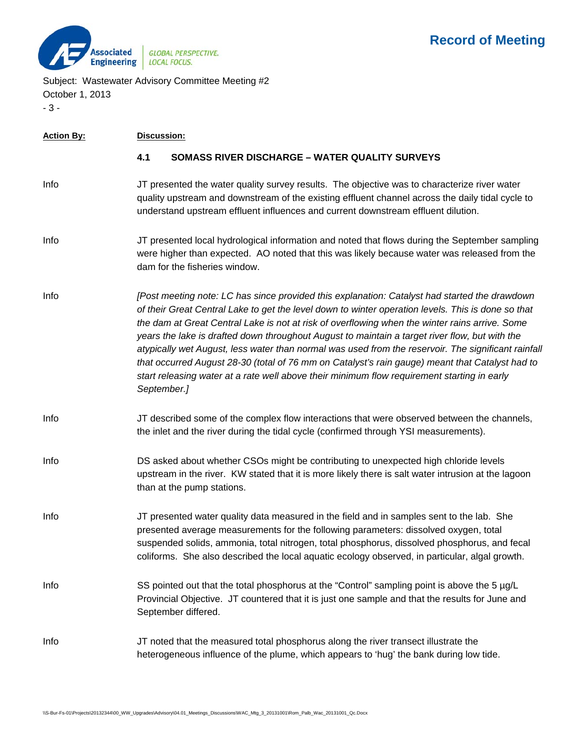| Action By: | Discussion: |
|---|---|
| | **4.1 SOMASS RIVER DISCHARGE – WATER QUALITY SURVEYS** |
| Info | JT presented the water quality survey results. The objective was to characterize river water quality upstream and downstream of the existing effluent channel across the daily tidal cycle to understand upstream effluent influences and current downstream effluent dilution. |
| Info | JT presented local hydrological information and noted that flows during the September sampling were higher than expected. AO noted that this was likely because water was released from the dam for the fisheries window. |
| Info | *[Post meeting note: LC has since provided this explanation: Catalyst had started the drawdown of their Great Central Lake to get the level down to winter operation levels. This is done so that the dam at Great Central Lake is not at risk of overflowing when the winter rains arrive. Some years the lake is drafted down throughout August to maintain a target river flow, but with the atypically wet August, less water than normal was used from the reservoir. The significant rainfall that occurred August 28-30 (total of 76 mm on Catalyst's rain gauge) meant that Catalyst had to start releasing water at a rate well above their minimum flow requirement starting in early September.]* |
| Info | JT described some of the complex flow interactions that were observed between the channels, the inlet and the river during the tidal cycle (confirmed through YSI measurements). |
| Info | DS asked about whether CSOs might be contributing to unexpected high chloride levels upstream in the river. KW stated that it is more likely there is salt water intrusion at the lagoon than at the pump stations. |
| Info | JT presented water quality data measured in the field and in samples sent to the lab. She presented average measurements for the following parameters: dissolved oxygen, total suspended solids, ammonia, total nitrogen, total phosphorus, dissolved phosphorus, and fecal coliforms. She also described the local aquatic ecology observed, in particular, algal growth. |
| Info | SS pointed out that the total phosphorus at the "Control" sampling point is above the 5 µg/L Provincial Objective. JT countered that it is just one sample and that the results for June and September differed. |
| Info | JT noted that the measured total phosphorus along the river transect illustrate the heterogeneous influence of the plume, which appears to 'hug' the bank during low tide. |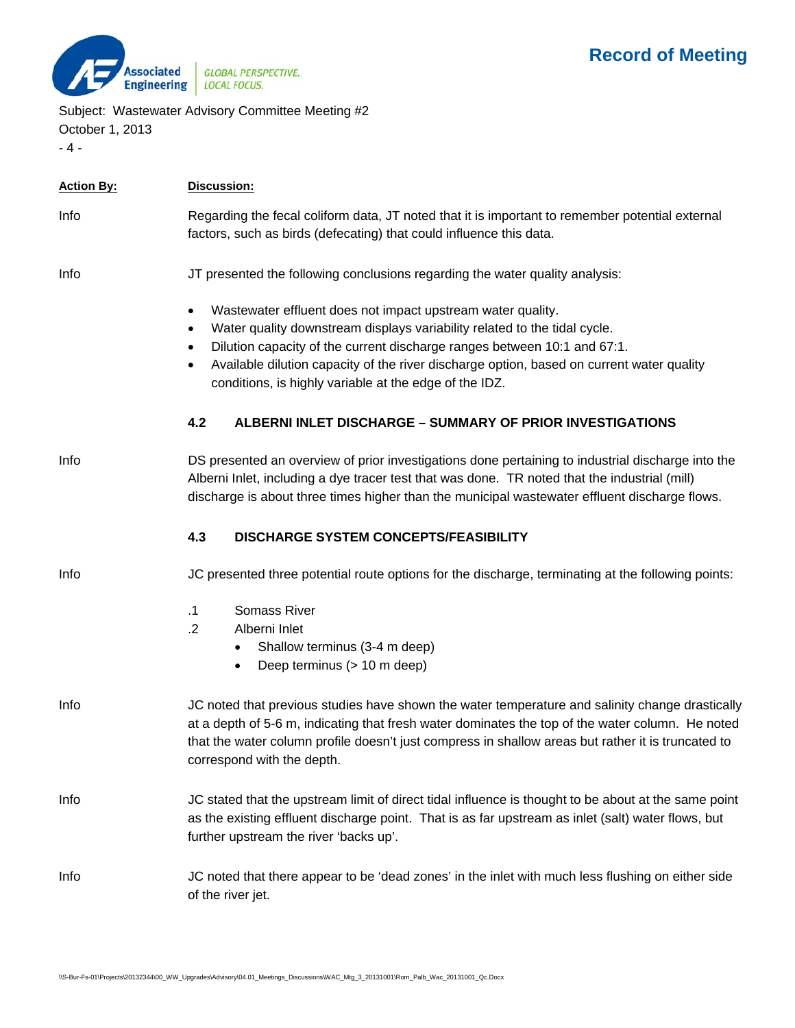| Action By: | Discussion: |
|---|---|
| Info | Regarding the fecal coliform data, JT noted that it is important to remember potential external factors, such as birds (defecating) that could influence this data. |
| Info | JT presented the following conclusions regarding the water quality analysis: |

- Wastewater effluent does not impact upstream water quality.
- Water quality downstream displays variability related to the tidal cycle.
- Dilution capacity of the current discharge ranges between 10:1 and 67:1.
- Available dilution capacity of the river discharge option, based on current water quality conditions, is highly variable at the edge of the IDZ.

### 4.2 ALBERNI INLET DISCHARGE – SUMMARY OF PRIOR INVESTIGATIONS

Info — DS presented an overview of prior investigations done pertaining to industrial discharge into the Alberni Inlet, including a dye tracer test that was done. TR noted that the industrial (mill) discharge is about three times higher than the municipal wastewater effluent discharge flows.

### 4.3 DISCHARGE SYSTEM CONCEPTS/FEASIBILITY

Info — JC presented three potential route options for the discharge, terminating at the following points:

.1 Somass River

.2 Alberni Inlet
- Shallow terminus (3-4 m deep)
- Deep terminus (> 10 m deep)

Info — JC noted that previous studies have shown the water temperature and salinity change drastically at a depth of 5-6 m, indicating that fresh water dominates the top of the water column. He noted that the water column profile doesn't just compress in shallow areas but rather it is truncated to correspond with the depth.

Info — JC stated that the upstream limit of direct tidal influence is thought to be about at the same point as the existing effluent discharge point. That is as far upstream as inlet (salt) water flows, but further upstream the river 'backs up'.

Info — JC noted that there appear to be 'dead zones' in the inlet with much less flushing on either side of the river jet.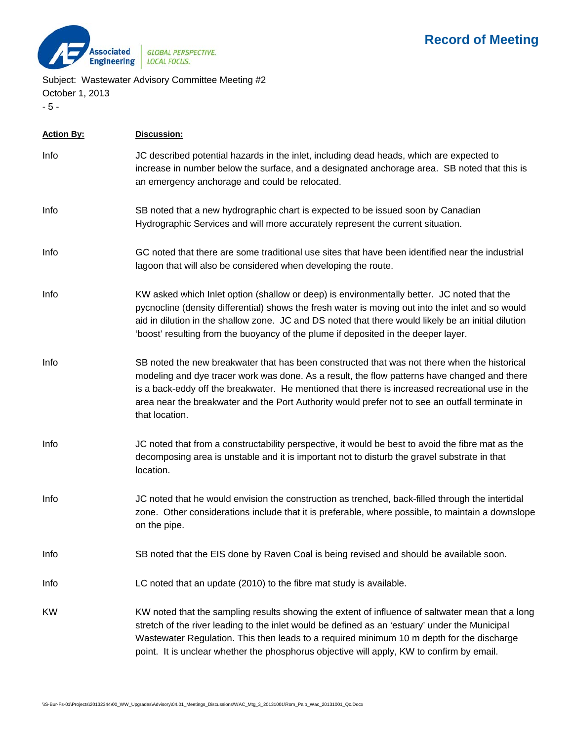| Action By: | Discussion: |
|---|---|
| Info | JC described potential hazards in the inlet, including dead heads, which are expected to increase in number below the surface, and a designated anchorage area. SB noted that this is an emergency anchorage and could be relocated. |
| Info | SB noted that a new hydrographic chart is expected to be issued soon by Canadian Hydrographic Services and will more accurately represent the current situation. |
| Info | GC noted that there are some traditional use sites that have been identified near the industrial lagoon that will also be considered when developing the route. |
| Info | KW asked which Inlet option (shallow or deep) is environmentally better. JC noted that the pycnocline (density differential) shows the fresh water is moving out into the inlet and so would aid in dilution in the shallow zone. JC and DS noted that there would likely be an initial dilution 'boost' resulting from the buoyancy of the plume if deposited in the deeper layer. |
| Info | SB noted the new breakwater that has been constructed that was not there when the historical modeling and dye tracer work was done. As a result, the flow patterns have changed and there is a back-eddy off the breakwater. He mentioned that there is increased recreational use in the area near the breakwater and the Port Authority would prefer not to see an outfall terminate in that location. |
| Info | JC noted that from a constructability perspective, it would be best to avoid the fibre mat as the decomposing area is unstable and it is important not to disturb the gravel substrate in that location. |
| Info | JC noted that he would envision the construction as trenched, back-filled through the intertidal zone. Other considerations include that it is preferable, where possible, to maintain a downslope on the pipe. |
| Info | SB noted that the EIS done by Raven Coal is being revised and should be available soon. |
| Info | LC noted that an update (2010) to the fibre mat study is available. |
| KW | KW noted that the sampling results showing the extent of influence of saltwater mean that a long stretch of the river leading to the inlet would be defined as an 'estuary' under the Municipal Wastewater Regulation. This then leads to a required minimum 10 m depth for the discharge point. It is unclear whether the phosphorus objective will apply, KW to confirm by email. |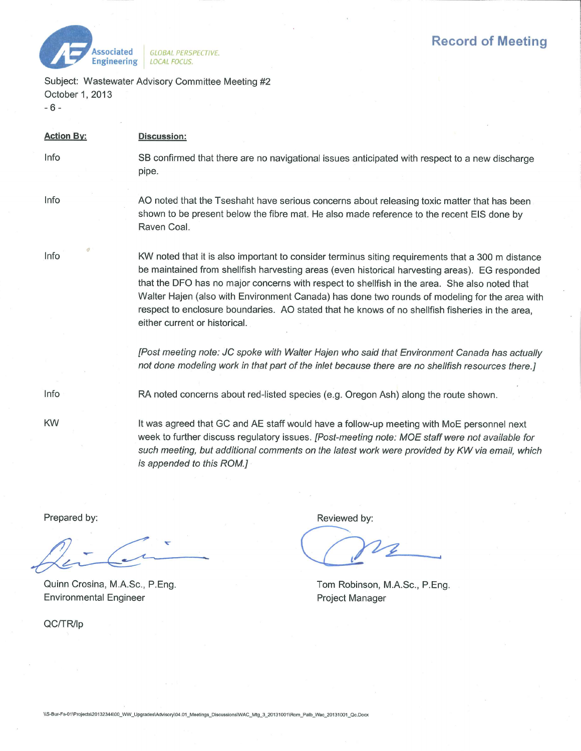Subject: Wastewater Advisory Committee Meeting #2
October 1, 2013

| Action By: | Discussion: |
| --- | --- |
| Info | SB confirmed that there are no navigational issues anticipated with respect to a new discharge pipe. |
| Info | AO noted that the Tseshaht have serious concerns about releasing toxic matter that has been shown to be present below the fibre mat. He also made reference to the recent EIS done by Raven Coal. |
| Info | KW noted that it is also important to consider terminus siting requirements that a 300 m distance be maintained from shellfish harvesting areas (even historical harvesting areas). EG responded that the DFO has no major concerns with respect to shellfish in the area. She also noted that Walter Hajen (also with Environment Canada) has done two rounds of modeling for the area with respect to enclosure boundaries. AO stated that he knows of no shellfish fisheries in the area, either current or historical. |
| | *[Post meeting note: JC spoke with Walter Hajen who said that Environment Canada has actually not done modeling work in that part of the inlet because there are no shellfish resources there.]* |
| Info | RA noted concerns about red-listed species (e.g. Oregon Ash) along the route shown. |
| KW | It was agreed that GC and AE staff would have a follow-up meeting with MoE personnel next week to further discuss regulatory issues. *[Post-meeting note: MOE staff were not available for such meeting, but additional comments on the latest work were provided by KW via email, which is appended to this ROM.]* |

Prepared by:

Quinn Crosina, M.A.Sc., P.Eng.
Environmental Engineer

Reviewed by:

Tom Robinson, M.A.Sc., P.Eng.
Project Manager

QC/TR/lp